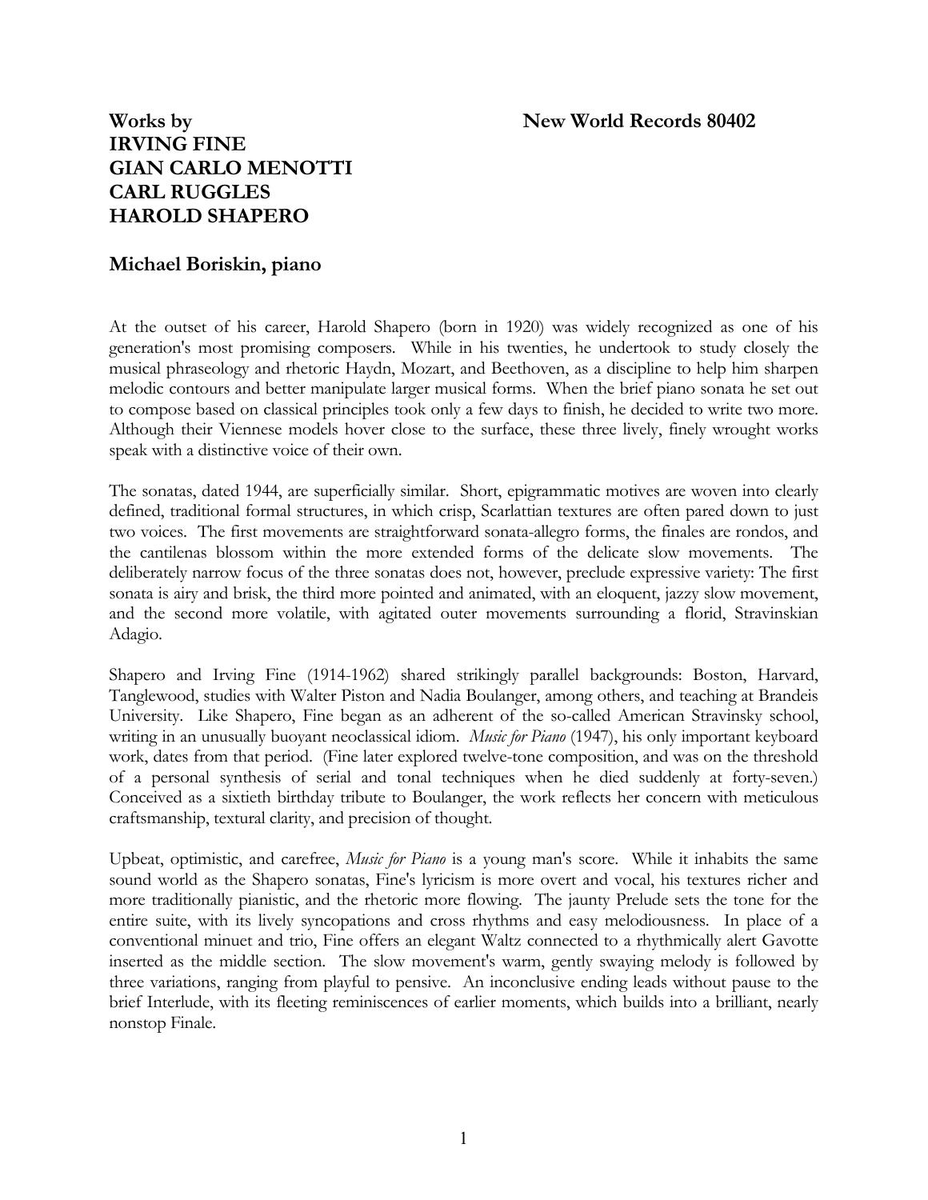**Works by** **New World Records 80402**

**IRVING FINE**
**GIAN CARLO MENOTTI**
**CARL RUGGLES**
**HAROLD SHAPERO**

**Michael Boriskin, piano**

At the outset of his career, Harold Shapero (born in 1920) was widely recognized as one of his generation's most promising composers. While in his twenties, he undertook to study closely the musical phraseology and rhetoric Haydn, Mozart, and Beethoven, as a discipline to help him sharpen melodic contours and better manipulate larger musical forms. When the brief piano sonata he set out to compose based on classical principles took only a few days to finish, he decided to write two more. Although their Viennese models hover close to the surface, these three lively, finely wrought works speak with a distinctive voice of their own.

The sonatas, dated 1944, are superficially similar. Short, epigrammatic motives are woven into clearly defined, traditional formal structures, in which crisp, Scarlattian textures are often pared down to just two voices. The first movements are straightforward sonata-allegro forms, the finales are rondos, and the cantilenas blossom within the more extended forms of the delicate slow movements. The deliberately narrow focus of the three sonatas does not, however, preclude expressive variety: The first sonata is airy and brisk, the third more pointed and animated, with an eloquent, jazzy slow movement, and the second more volatile, with agitated outer movements surrounding a florid, Stravinskian Adagio.

Shapero and Irving Fine (1914-1962) shared strikingly parallel backgrounds: Boston, Harvard, Tanglewood, studies with Walter Piston and Nadia Boulanger, among others, and teaching at Brandeis University. Like Shapero, Fine began as an adherent of the so-called American Stravinsky school, writing in an unusually buoyant neoclassical idiom. *Music for Piano* (1947), his only important keyboard work, dates from that period. (Fine later explored twelve-tone composition, and was on the threshold of a personal synthesis of serial and tonal techniques when he died suddenly at forty-seven.) Conceived as a sixtieth birthday tribute to Boulanger, the work reflects her concern with meticulous craftsmanship, textural clarity, and precision of thought.

Upbeat, optimistic, and carefree, *Music for Piano* is a young man's score. While it inhabits the same sound world as the Shapero sonatas, Fine's lyricism is more overt and vocal, his textures richer and more traditionally pianistic, and the rhetoric more flowing. The jaunty Prelude sets the tone for the entire suite, with its lively syncopations and cross rhythms and easy melodiousness. In place of a conventional minuet and trio, Fine offers an elegant Waltz connected to a rhythmically alert Gavotte inserted as the middle section. The slow movement's warm, gently swaying melody is followed by three variations, ranging from playful to pensive. An inconclusive ending leads without pause to the brief Interlude, with its fleeting reminiscences of earlier moments, which builds into a brilliant, nearly nonstop Finale.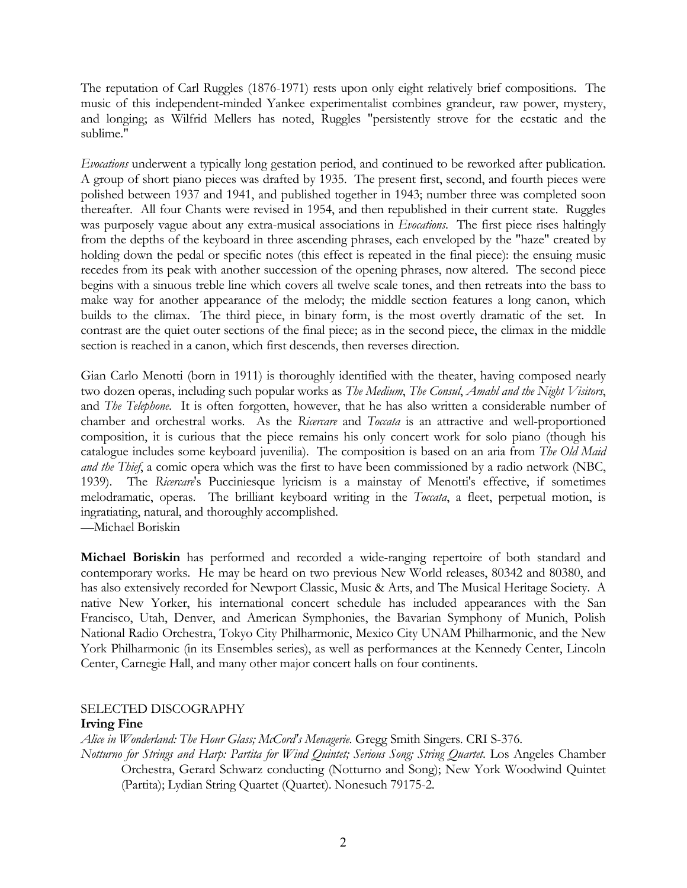The reputation of Carl Ruggles (1876-1971) rests upon only eight relatively brief compositions. The music of this independent-minded Yankee experimentalist combines grandeur, raw power, mystery, and longing; as Wilfrid Mellers has noted, Ruggles "persistently strove for the ecstatic and the sublime."

*Evocations* underwent a typically long gestation period, and continued to be reworked after publication. A group of short piano pieces was drafted by 1935. The present first, second, and fourth pieces were polished between 1937 and 1941, and published together in 1943; number three was completed soon thereafter. All four Chants were revised in 1954, and then republished in their current state. Ruggles was purposely vague about any extra-musical associations in *Evocations*. The first piece rises haltingly from the depths of the keyboard in three ascending phrases, each enveloped by the "haze" created by holding down the pedal or specific notes (this effect is repeated in the final piece): the ensuing music recedes from its peak with another succession of the opening phrases, now altered. The second piece begins with a sinuous treble line which covers all twelve scale tones, and then retreats into the bass to make way for another appearance of the melody; the middle section features a long canon, which builds to the climax. The third piece, in binary form, is the most overtly dramatic of the set. In contrast are the quiet outer sections of the final piece; as in the second piece, the climax in the middle section is reached in a canon, which first descends, then reverses direction.

Gian Carlo Menotti (born in 1911) is thoroughly identified with the theater, having composed nearly two dozen operas, including such popular works as *The Medium*, *The Consul*, *Amahl and the Night Visitors*, and *The Telephone*. It is often forgotten, however, that he has also written a considerable number of chamber and orchestral works. As the *Ricercare* and *Toccata* is an attractive and well-proportioned composition, it is curious that the piece remains his only concert work for solo piano (though his catalogue includes some keyboard juvenilia). The composition is based on an aria from *The Old Maid and the Thief*, a comic opera which was the first to have been commissioned by a radio network (NBC, 1939). The *Ricercare*'s Pucciniesque lyricism is a mainstay of Menotti's effective, if sometimes melodramatic, operas. The brilliant keyboard writing in the *Toccata*, a fleet, perpetual motion, is ingratiating, natural, and thoroughly accomplished.
—Michael Boriskin

**Michael Boriskin** has performed and recorded a wide-ranging repertoire of both standard and contemporary works. He may be heard on two previous New World releases, 80342 and 80380, and has also extensively recorded for Newport Classic, Music & Arts, and The Musical Heritage Society. A native New Yorker, his international concert schedule has included appearances with the San Francisco, Utah, Denver, and American Symphonies, the Bavarian Symphony of Munich, Polish National Radio Orchestra, Tokyo City Philharmonic, Mexico City UNAM Philharmonic, and the New York Philharmonic (in its Ensembles series), as well as performances at the Kennedy Center, Lincoln Center, Carnegie Hall, and many other major concert halls on four continents.

## SELECTED DISCOGRAPHY

**Irving Fine**

*Alice in Wonderland: The Hour Glass; McCord's Menagerie.* Gregg Smith Singers. CRI S-376.

*Notturno for Strings and Harp: Partita for Wind Quintet; Serious Song; String Quartet.* Los Angeles Chamber Orchestra, Gerard Schwarz conducting (Notturno and Song); New York Woodwind Quintet (Partita); Lydian String Quartet (Quartet). Nonesuch 79175-2.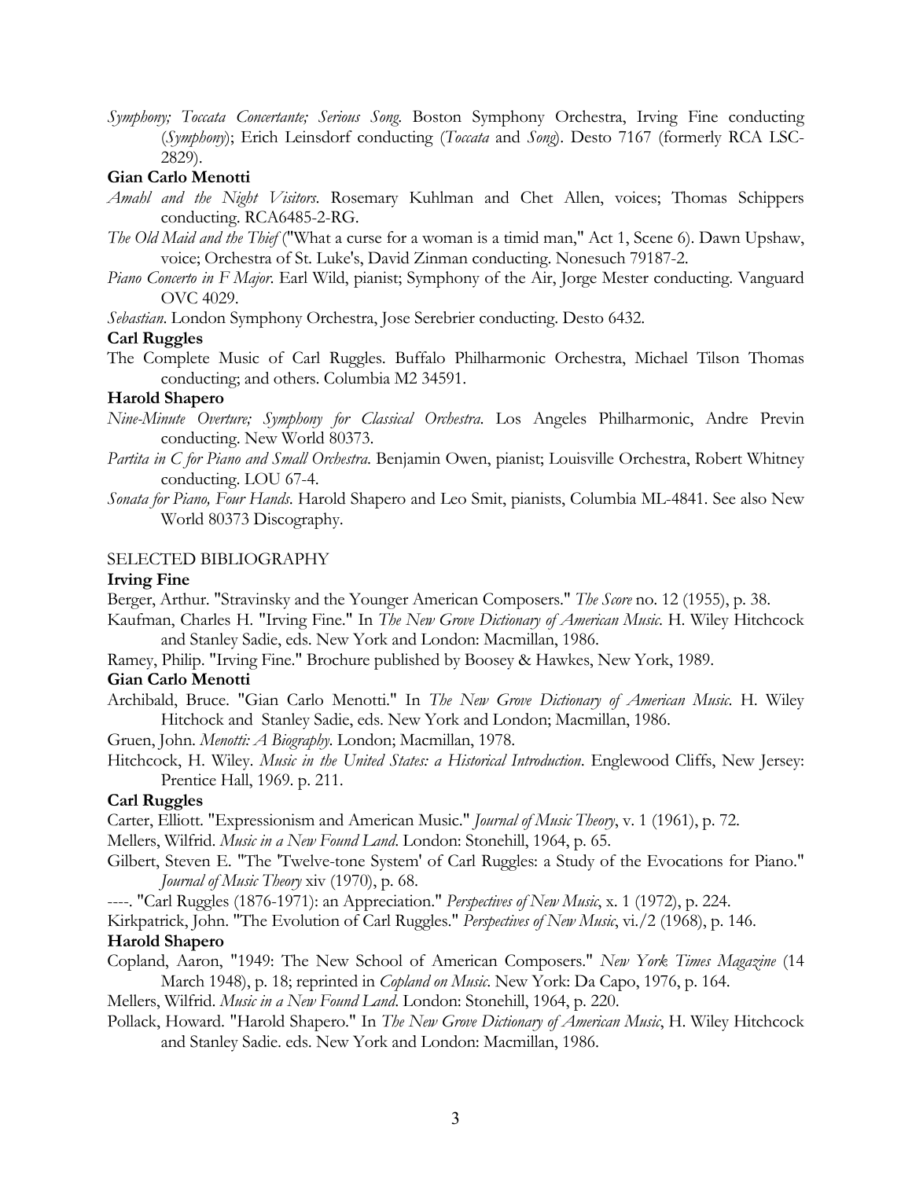*Symphony; Toccata Concertante; Serious Song.* Boston Symphony Orchestra, Irving Fine conducting (*Symphony*); Erich Leinsdorf conducting (*Toccata* and *Song*). Desto 7167 (formerly RCA LSC-2829).

**Gian Carlo Menotti**

*Amahl and the Night Visitors*. Rosemary Kuhlman and Chet Allen, voices; Thomas Schippers conducting. RCA6485-2-RG.

*The Old Maid and the Thief* ("What a curse for a woman is a timid man," Act 1, Scene 6). Dawn Upshaw, voice; Orchestra of St. Luke's, David Zinman conducting. Nonesuch 79187-2.

*Piano Concerto in F Major*. Earl Wild, pianist; Symphony of the Air, Jorge Mester conducting. Vanguard OVC 4029.

*Sebastian*. London Symphony Orchestra, Jose Serebrier conducting. Desto 6432.

**Carl Ruggles**

The Complete Music of Carl Ruggles. Buffalo Philharmonic Orchestra, Michael Tilson Thomas conducting; and others. Columbia M2 34591.

**Harold Shapero**

*Nine-Minute Overture; Symphony for Classical Orchestra*. Los Angeles Philharmonic, Andre Previn conducting. New World 80373.

*Partita in C for Piano and Small Orchestra*. Benjamin Owen, pianist; Louisville Orchestra, Robert Whitney conducting. LOU 67-4.

*Sonata for Piano, Four Hands*. Harold Shapero and Leo Smit, pianists, Columbia ML-4841. See also New World 80373 Discography.

SELECTED BIBLIOGRAPHY

**Irving Fine**

Berger, Arthur. "Stravinsky and the Younger American Composers." *The Score* no. 12 (1955), p. 38.

Kaufman, Charles H. "Irving Fine." In *The New Grove Dictionary of American Music*. H. Wiley Hitchcock and Stanley Sadie, eds. New York and London: Macmillan, 1986.

Ramey, Philip. "Irving Fine." Brochure published by Boosey & Hawkes, New York, 1989.

**Gian Carlo Menotti**

Archibald, Bruce. "Gian Carlo Menotti." In *The New Grove Dictionary of American Music*. H. Wiley Hitchock and Stanley Sadie, eds. New York and London; Macmillan, 1986.

Gruen, John. *Menotti: A Biography*. London; Macmillan, 1978.

Hitchcock, H. Wiley. *Music in the United States: a Historical Introduction*. Englewood Cliffs, New Jersey: Prentice Hall, 1969. p. 211.

**Carl Ruggles**

Carter, Elliott. "Expressionism and American Music." *Journal of Music Theory*, v. 1 (1961), p. 72.

Mellers, Wilfrid. *Music in a New Found Land*. London: Stonehill, 1964, p. 65.

Gilbert, Steven E. "The 'Twelve-tone System' of Carl Ruggles: a Study of the Evocations for Piano." *Journal of Music Theory* xiv (1970), p. 68.

----. "Carl Ruggles (1876-1971): an Appreciation." *Perspectives of New Music*, x. 1 (1972), p. 224.

Kirkpatrick, John. "The Evolution of Carl Ruggles." *Perspectives of New Music*, vi./2 (1968), p. 146.

**Harold Shapero**

Copland, Aaron, "1949: The New School of American Composers." *New York Times Magazine* (14 March 1948), p. 18; reprinted in *Copland on Music*. New York: Da Capo, 1976, p. 164.

Mellers, Wilfrid. *Music in a New Found Land*. London: Stonehill, 1964, p. 220.

Pollack, Howard. "Harold Shapero." In *The New Grove Dictionary of American Music*, H. Wiley Hitchcock and Stanley Sadie. eds. New York and London: Macmillan, 1986.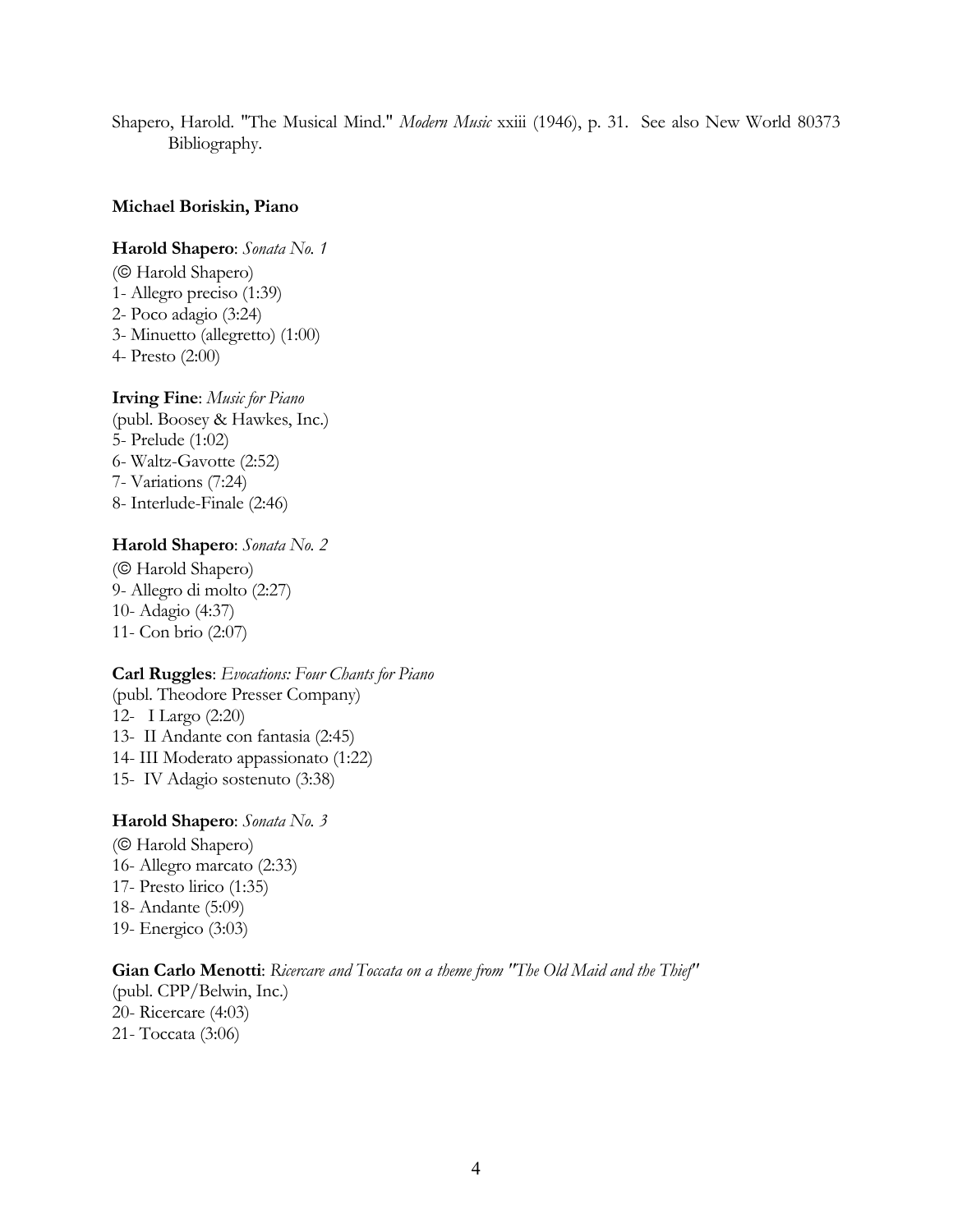Shapero, Harold. "The Musical Mind." *Modern Music* xxiii (1946), p. 31. See also New World 80373 Bibliography.

**Michael Boriskin, Piano**

**Harold Shapero**: *Sonata No. 1*

(© Harold Shapero)
1- Allegro preciso (1:39)
2- Poco adagio (3:24)
3- Minuetto (allegretto) (1:00)
4- Presto (2:00)

**Irving Fine**: *Music for Piano*

(publ. Boosey & Hawkes, Inc.)
5- Prelude (1:02)
6- Waltz-Gavotte (2:52)
7- Variations (7:24)
8- Interlude-Finale (2:46)

**Harold Shapero**: *Sonata No. 2*

(© Harold Shapero)
9- Allegro di molto (2:27)
10- Adagio (4:37)
11- Con brio (2:07)

**Carl Ruggles**: *Evocations: Four Chants for Piano*

(publ. Theodore Presser Company)
12- I Largo (2:20)
13- II Andante con fantasia (2:45)
14- III Moderato appassionato (1:22)
15- IV Adagio sostenuto (3:38)

**Harold Shapero**: *Sonata No. 3*

(© Harold Shapero)
16- Allegro marcato (2:33)
17- Presto lirico (1:35)
18- Andante (5:09)
19- Energico (3:03)

**Gian Carlo Menotti**: *Ricercare and Toccata on a theme from "The Old Maid and the Thief"*

(publ. CPP/Belwin, Inc.)
20- Ricercare (4:03)
21- Toccata (3:06)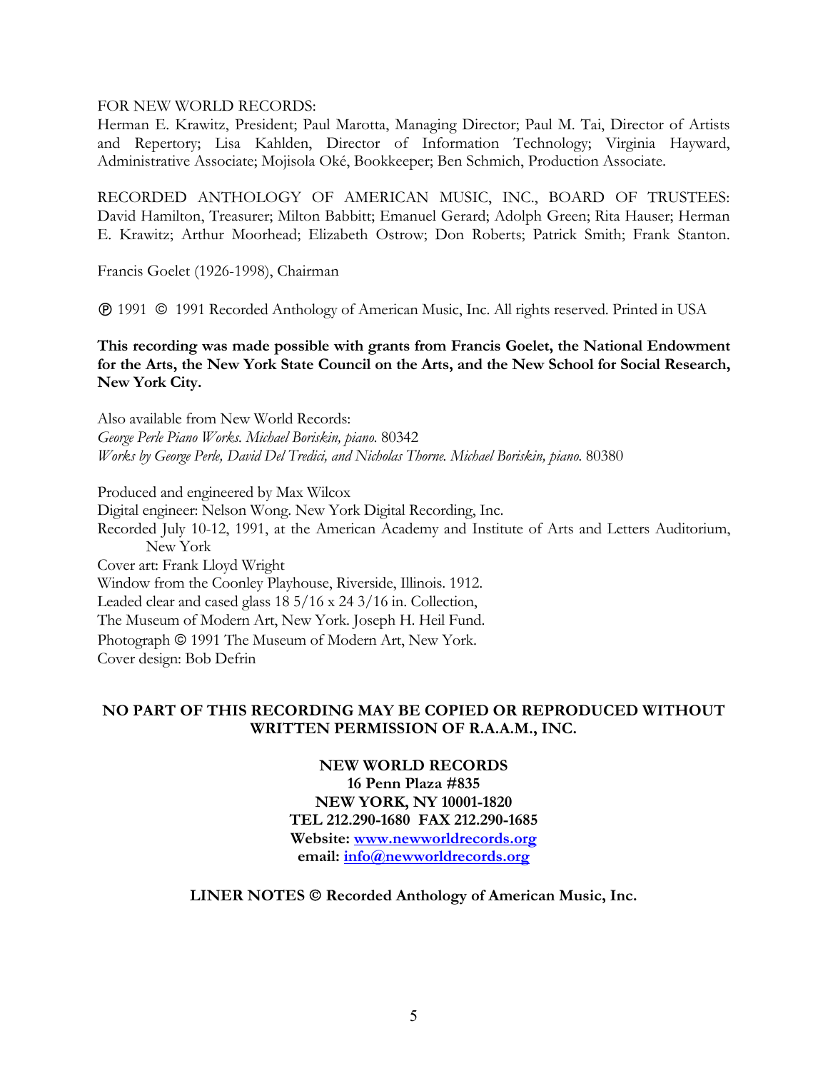FOR NEW WORLD RECORDS:
Herman E. Krawitz, President; Paul Marotta, Managing Director; Paul M. Tai, Director of Artists and Repertory; Lisa Kahlden, Director of Information Technology; Virginia Hayward, Administrative Associate; Mojisola Oké, Bookkeeper; Ben Schmich, Production Associate.

RECORDED ANTHOLOGY OF AMERICAN MUSIC, INC., BOARD OF TRUSTEES: David Hamilton, Treasurer; Milton Babbitt; Emanuel Gerard; Adolph Green; Rita Hauser; Herman E. Krawitz; Arthur Moorhead; Elizabeth Ostrow; Don Roberts; Patrick Smith; Frank Stanton.

Francis Goelet (1926-1998), Chairman

℗ 1991 © 1991 Recorded Anthology of American Music, Inc. All rights reserved. Printed in USA

**This recording was made possible with grants from Francis Goelet, the National Endowment for the Arts, the New York State Council on the Arts, and the New School for Social Research, New York City.**

Also available from New World Records:
*George Perle Piano Works. Michael Boriskin, piano.* 80342
*Works by George Perle, David Del Tredici, and Nicholas Thorne. Michael Boriskin, piano.* 80380

Produced and engineered by Max Wilcox
Digital engineer: Nelson Wong. New York Digital Recording, Inc.
Recorded July 10-12, 1991, at the American Academy and Institute of Arts and Letters Auditorium, New York
Cover art: Frank Lloyd Wright
Window from the Coonley Playhouse, Riverside, Illinois. 1912.
Leaded clear and cased glass 18 5/16 x 24 3/16 in. Collection,
The Museum of Modern Art, New York. Joseph H. Heil Fund.
Photograph © 1991 The Museum of Modern Art, New York.
Cover design: Bob Defrin

**NO PART OF THIS RECORDING MAY BE COPIED OR REPRODUCED WITHOUT WRITTEN PERMISSION OF R.A.A.M., INC.**

**NEW WORLD RECORDS**
**16 Penn Plaza #835**
**NEW YORK, NY 10001-1820**
**TEL 212.290-1680 FAX 212.290-1685**
**Website: www.newworldrecords.org**
**email: info@newworldrecords.org**

**LINER NOTES © Recorded Anthology of American Music, Inc.**